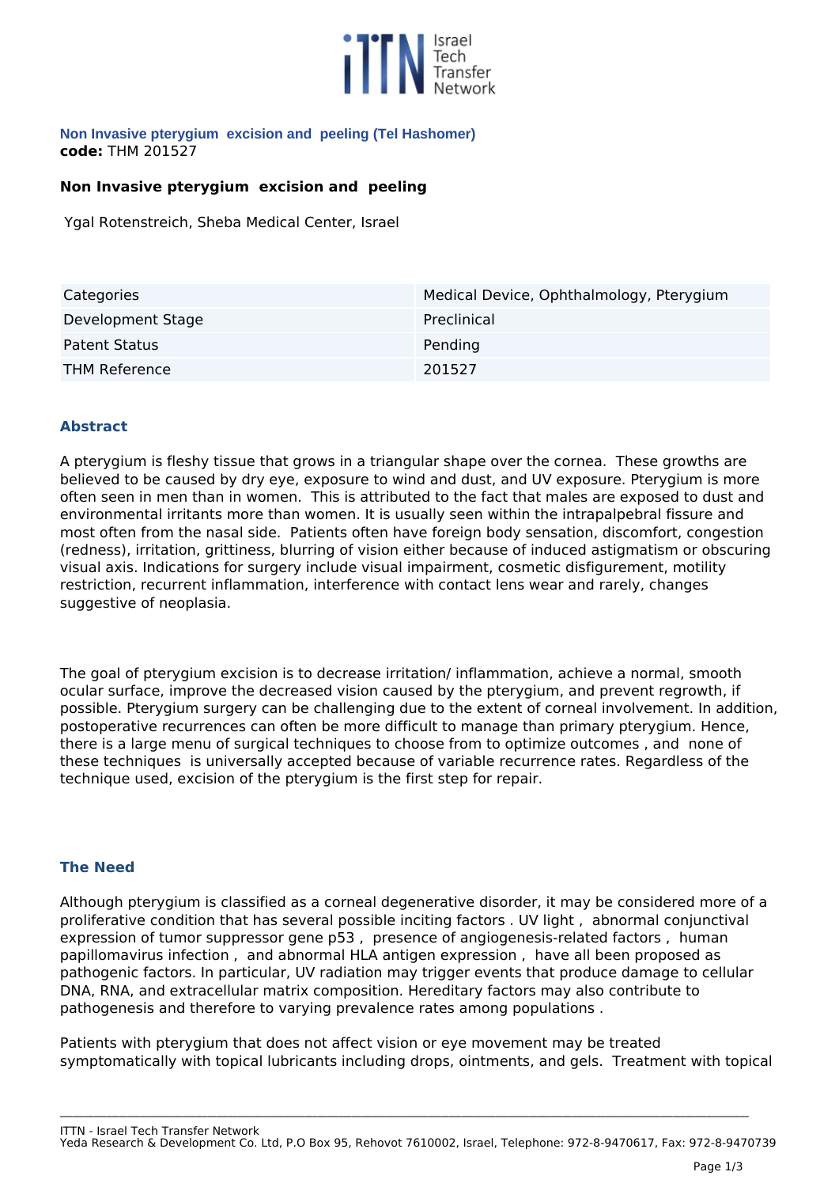**Non Invasive pterygium excision and peeling (Tel Hashomer)**
**code:** THM 201527

## Non Invasive pterygium excision and peeling

Ygal Rotenstreich, Sheba Medical Center, Israel

| Categories | Medical Device, Ophthalmology, Pterygium |
| --- | --- |
| Development Stage | Preclinical |
| Patent Status | Pending |
| THM Reference | 201527 |

### Abstract

A pterygium is fleshy tissue that grows in a triangular shape over the cornea. These growths are believed to be caused by dry eye, exposure to wind and dust, and UV exposure. Pterygium is more often seen in men than in women. This is attributed to the fact that males are exposed to dust and environmental irritants more than women. It is usually seen within the intrapalpebral fissure and most often from the nasal side. Patients often have foreign body sensation, discomfort, congestion (redness), irritation, grittiness, blurring of vision either because of induced astigmatism or obscuring visual axis. Indications for surgery include visual impairment, cosmetic disfigurement, motility restriction, recurrent inflammation, interference with contact lens wear and rarely, changes suggestive of neoplasia.

The goal of pterygium excision is to decrease irritation/ inflammation, achieve a normal, smooth ocular surface, improve the decreased vision caused by the pterygium, and prevent regrowth, if possible. Pterygium surgery can be challenging due to the extent of corneal involvement. In addition, postoperative recurrences can often be more difficult to manage than primary pterygium. Hence, there is a large menu of surgical techniques to choose from to optimize outcomes , and none of these techniques is universally accepted because of variable recurrence rates. Regardless of the technique used, excision of the pterygium is the first step for repair.

### The Need

Although pterygium is classified as a corneal degenerative disorder, it may be considered more of a proliferative condition that has several possible inciting factors . UV light , abnormal conjunctival expression of tumor suppressor gene p53 , presence of angiogenesis-related factors , human papillomavirus infection , and abnormal HLA antigen expression , have all been proposed as pathogenic factors. In particular, UV radiation may trigger events that produce damage to cellular DNA, RNA, and extracellular matrix composition. Hereditary factors may also contribute to pathogenesis and therefore to varying prevalence rates among populations .

Patients with pterygium that does not affect vision or eye movement may be treated symptomatically with topical lubricants including drops, ointments, and gels. Treatment with topical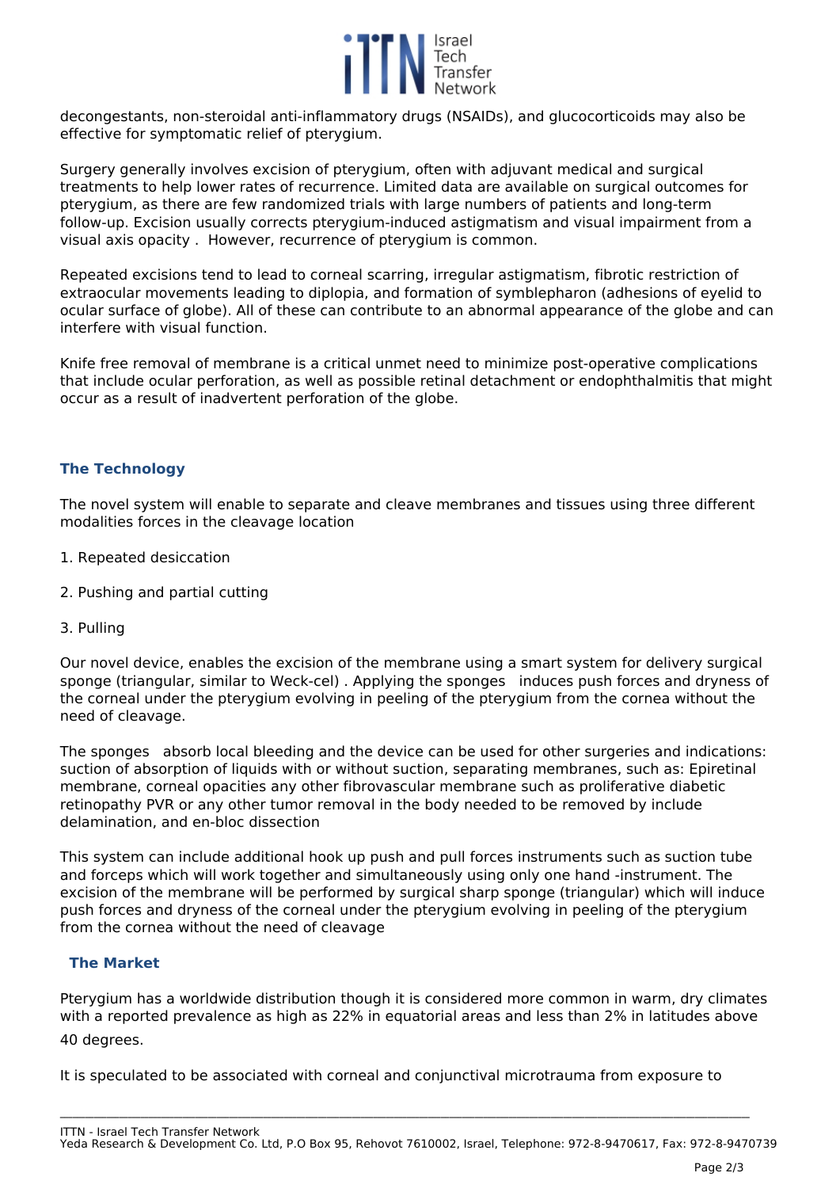decongestants, non-steroidal anti-inflammatory drugs (NSAIDs), and glucocorticoids may also be effective for symptomatic relief of pterygium.

Surgery generally involves excision of pterygium, often with adjuvant medical and surgical treatments to help lower rates of recurrence. Limited data are available on surgical outcomes for pterygium, as there are few randomized trials with large numbers of patients and long-term follow-up. Excision usually corrects pterygium-induced astigmatism and visual impairment from a visual axis opacity . However, recurrence of pterygium is common.

Repeated excisions tend to lead to corneal scarring, irregular astigmatism, fibrotic restriction of extraocular movements leading to diplopia, and formation of symblepharon (adhesions of eyelid to ocular surface of globe). All of these can contribute to an abnormal appearance of the globe and can interfere with visual function.

Knife free removal of membrane is a critical unmet need to minimize post-operative complications that include ocular perforation, as well as possible retinal detachment or endophthalmitis that might occur as a result of inadvertent perforation of the globe.

## The Technology

The novel system will enable to separate and cleave membranes and tissues using three different modalities forces in the cleavage location

1. Repeated desiccation
2. Pushing and partial cutting
3. Pulling

Our novel device, enables the excision of the membrane using a smart system for delivery surgical sponge (triangular, similar to Weck-cel) . Applying the sponges induces push forces and dryness of the corneal under the pterygium evolving in peeling of the pterygium from the cornea without the need of cleavage.

The sponges absorb local bleeding and the device can be used for other surgeries and indications: suction of absorption of liquids with or without suction, separating membranes, such as: Epiretinal membrane, corneal opacities any other fibrovascular membrane such as proliferative diabetic retinopathy PVR or any other tumor removal in the body needed to be removed by include delamination, and en-bloc dissection

This system can include additional hook up push and pull forces instruments such as suction tube and forceps which will work together and simultaneously using only one hand -instrument. The excision of the membrane will be performed by surgical sharp sponge (triangular) which will induce push forces and dryness of the corneal under the pterygium evolving in peeling of the pterygium from the cornea without the need of cleavage

## The Market

Pterygium has a worldwide distribution though it is considered more common in warm, dry climates with a reported prevalence as high as 22% in equatorial areas and less than 2% in latitudes above 40 degrees.

It is speculated to be associated with corneal and conjunctival microtrauma from exposure to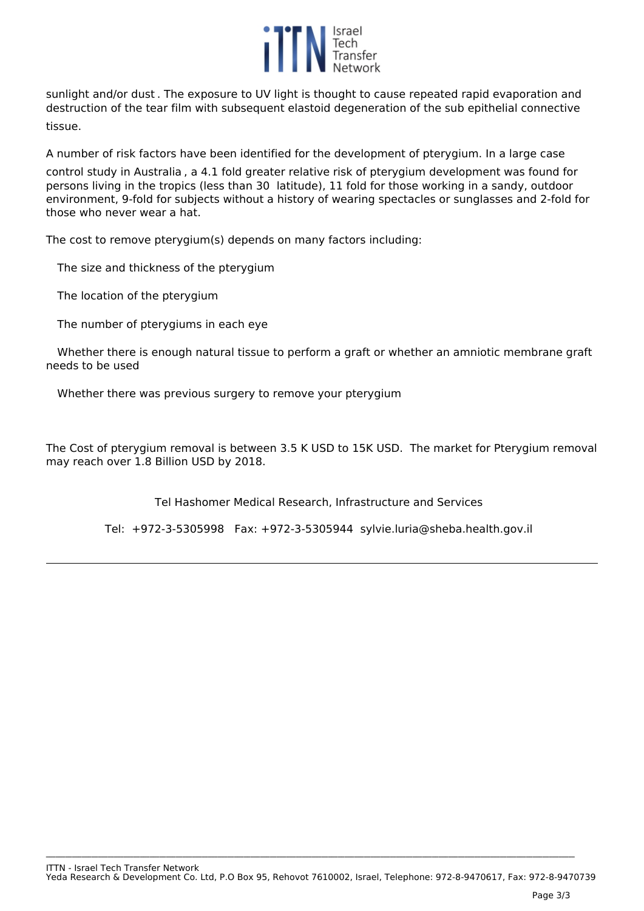sunlight and/or dust. The exposure to UV light is thought to cause repeated rapid evaporation and destruction of the tear film with subsequent elastoid degeneration of the sub epithelial connective tissue.

A number of risk factors have been identified for the development of pterygium. In a large case control study in Australia, a 4.1 fold greater relative risk of pterygium development was found for persons living in the tropics (less than 30 latitude), 11 fold for those working in a sandy, outdoor environment, 9-fold for subjects without a history of wearing spectacles or sunglasses and 2-fold for those who never wear a hat.

The cost to remove pterygium(s) depends on many factors including:

- The size and thickness of the pterygium
- The location of the pterygium
- The number of pterygiums in each eye
- Whether there is enough natural tissue to perform a graft or whether an amniotic membrane graft needs to be used
- Whether there was previous surgery to remove your pterygium

The Cost of pterygium removal is between 3.5 K USD to 15K USD. The market for Pterygium removal may reach over 1.8 Billion USD by 2018.

Tel Hashomer Medical Research, Infrastructure and Services

Tel: +972-3-5305998 Fax: +972-3-5305944 sylvie.luria@sheba.health.gov.il